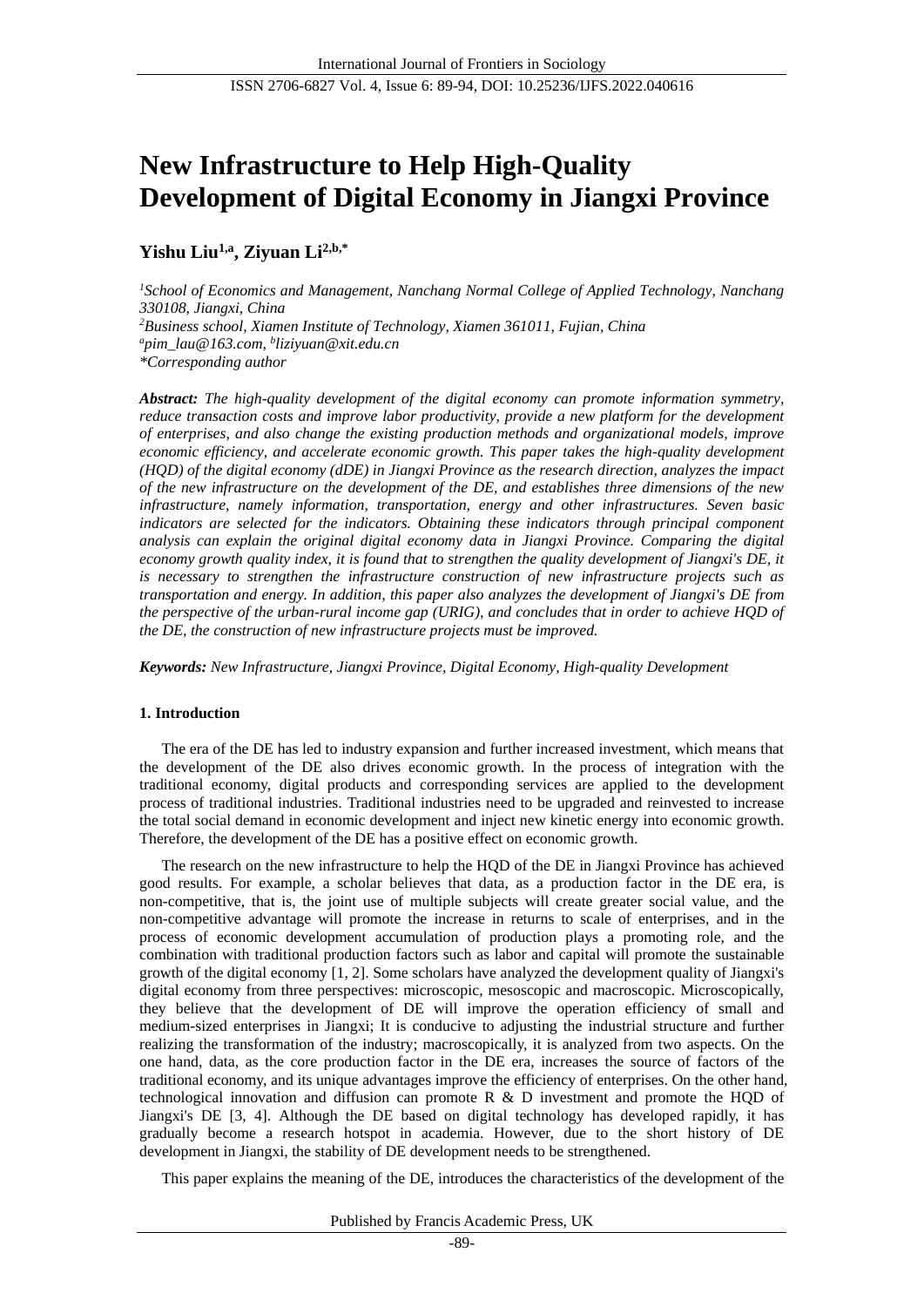# New Infrastructure to Help High-Quality Development of Digital Economy in Jiangxi Province

**Yishu Liu[1,a], Ziyuan Li[2,b,*]**

*[1]School of Economics and Management, Nanchang Normal College of Applied Technology, Nanchang 330108, Jiangxi, China*
*[2]Business school, Xiamen Institute of Technology, Xiamen 361011, Fujian, China*
*[a]pim_lau@163.com, [b]liziyuan@xit.edu.cn*
*\*Corresponding author*

***Abstract:*** *The high-quality development of the digital economy can promote information symmetry, reduce transaction costs and improve labor productivity, provide a new platform for the development of enterprises, and also change the existing production methods and organizational models, improve economic efficiency, and accelerate economic growth. This paper takes the high-quality development (HQD) of the digital economy (dDE) in Jiangxi Province as the research direction, analyzes the impact of the new infrastructure on the development of the DE, and establishes three dimensions of the new infrastructure, namely information, transportation, energy and other infrastructures. Seven basic indicators are selected for the indicators. Obtaining these indicators through principal component analysis can explain the original digital economy data in Jiangxi Province. Comparing the digital economy growth quality index, it is found that to strengthen the quality development of Jiangxi's DE, it is necessary to strengthen the infrastructure construction of new infrastructure projects such as transportation and energy. In addition, this paper also analyzes the development of Jiangxi's DE from the perspective of the urban-rural income gap (URIG), and concludes that in order to achieve HQD of the DE, the construction of new infrastructure projects must be improved.*

***Keywords:*** *New Infrastructure, Jiangxi Province, Digital Economy, High-quality Development*

## 1. Introduction

The era of the DE has led to industry expansion and further increased investment, which means that the development of the DE also drives economic growth. In the process of integration with the traditional economy, digital products and corresponding services are applied to the development process of traditional industries. Traditional industries need to be upgraded and reinvested to increase the total social demand in economic development and inject new kinetic energy into economic growth. Therefore, the development of the DE has a positive effect on economic growth.

The research on the new infrastructure to help the HQD of the DE in Jiangxi Province has achieved good results. For example, a scholar believes that data, as a production factor in the DE era, is non-competitive, that is, the joint use of multiple subjects will create greater social value, and the non-competitive advantage will promote the increase in returns to scale of enterprises, and in the process of economic development accumulation of production plays a promoting role, and the combination with traditional production factors such as labor and capital will promote the sustainable growth of the digital economy [1, 2]. Some scholars have analyzed the development quality of Jiangxi's digital economy from three perspectives: microscopic, mesoscopic and macroscopic. Microscopically, they believe that the development of DE will improve the operation efficiency of small and medium-sized enterprises in Jiangxi; It is conducive to adjusting the industrial structure and further realizing the transformation of the industry; macroscopically, it is analyzed from two aspects. On the one hand, data, as the core production factor in the DE era, increases the source of factors of the traditional economy, and its unique advantages improve the efficiency of enterprises. On the other hand, technological innovation and diffusion can promote R & D investment and promote the HQD of Jiangxi's DE [3, 4]. Although the DE based on digital technology has developed rapidly, it has gradually become a research hotspot in academia. However, due to the short history of DE development in Jiangxi, the stability of DE development needs to be strengthened.

This paper explains the meaning of the DE, introduces the characteristics of the development of the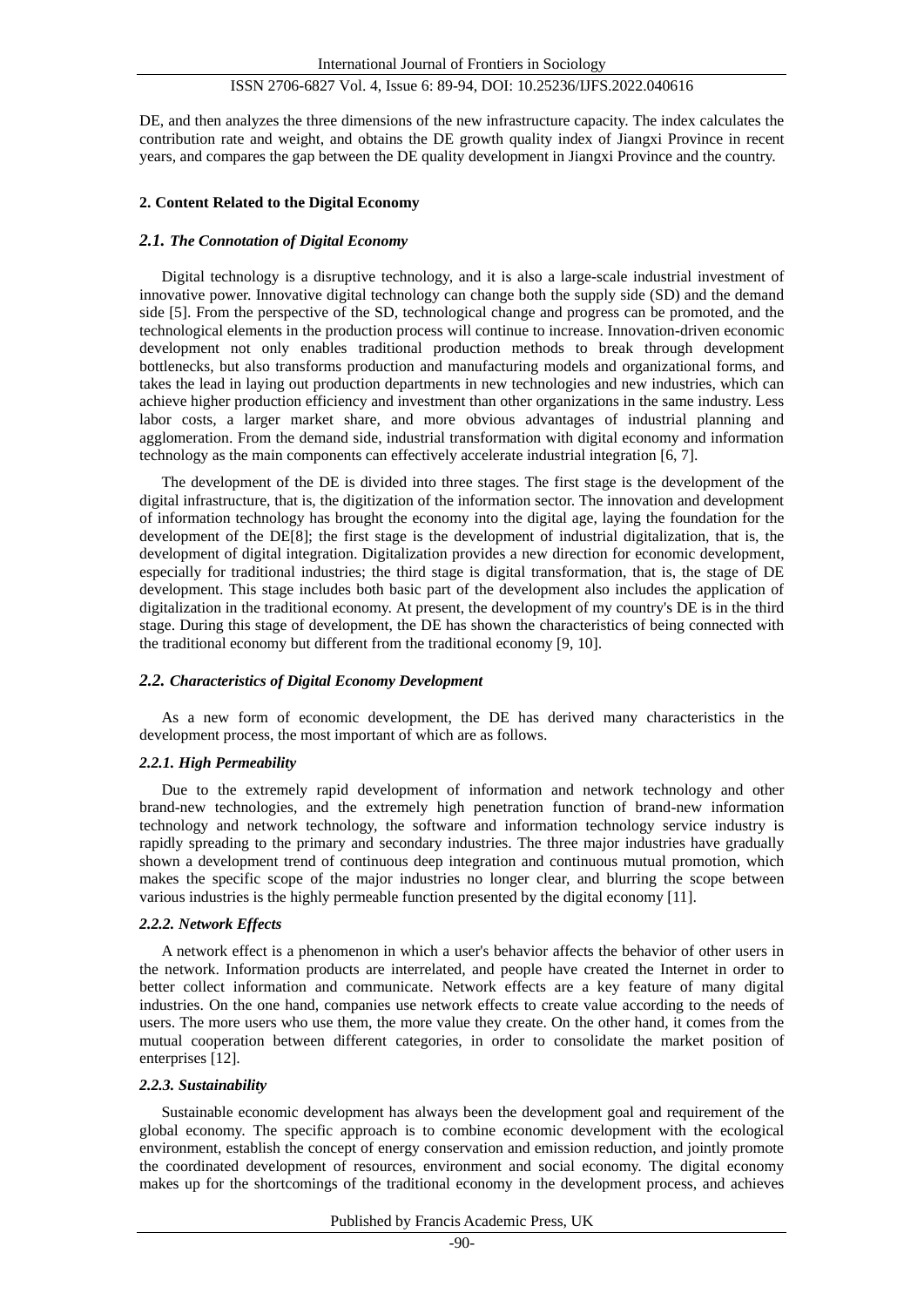DE, and then analyzes the three dimensions of the new infrastructure capacity. The index calculates the contribution rate and weight, and obtains the DE growth quality index of Jiangxi Province in recent years, and compares the gap between the DE quality development in Jiangxi Province and the country.

## 2. Content Related to the Digital Economy

### *2.1. The Connotation of Digital Economy*

Digital technology is a disruptive technology, and it is also a large-scale industrial investment of innovative power. Innovative digital technology can change both the supply side (SD) and the demand side [5]. From the perspective of the SD, technological change and progress can be promoted, and the technological elements in the production process will continue to increase. Innovation-driven economic development not only enables traditional production methods to break through development bottlenecks, but also transforms production and manufacturing models and organizational forms, and takes the lead in laying out production departments in new technologies and new industries, which can achieve higher production efficiency and investment than other organizations in the same industry. Less labor costs, a larger market share, and more obvious advantages of industrial planning and agglomeration. From the demand side, industrial transformation with digital economy and information technology as the main components can effectively accelerate industrial integration [6, 7].

The development of the DE is divided into three stages. The first stage is the development of the digital infrastructure, that is, the digitization of the information sector. The innovation and development of information technology has brought the economy into the digital age, laying the foundation for the development of the DE[8]; the first stage is the development of industrial digitalization, that is, the development of digital integration. Digitalization provides a new direction for economic development, especially for traditional industries; the third stage is digital transformation, that is, the stage of DE development. This stage includes both basic part of the development also includes the application of digitalization in the traditional economy. At present, the development of my country's DE is in the third stage. During this stage of development, the DE has shown the characteristics of being connected with the traditional economy but different from the traditional economy [9, 10].

### *2.2. Characteristics of Digital Economy Development*

As a new form of economic development, the DE has derived many characteristics in the development process, the most important of which are as follows.

#### *2.2.1. High Permeability*

Due to the extremely rapid development of information and network technology and other brand-new technologies, and the extremely high penetration function of brand-new information technology and network technology, the software and information technology service industry is rapidly spreading to the primary and secondary industries. The three major industries have gradually shown a development trend of continuous deep integration and continuous mutual promotion, which makes the specific scope of the major industries no longer clear, and blurring the scope between various industries is the highly permeable function presented by the digital economy [11].

#### *2.2.2. Network Effects*

A network effect is a phenomenon in which a user's behavior affects the behavior of other users in the network. Information products are interrelated, and people have created the Internet in order to better collect information and communicate. Network effects are a key feature of many digital industries. On the one hand, companies use network effects to create value according to the needs of users. The more users who use them, the more value they create. On the other hand, it comes from the mutual cooperation between different categories, in order to consolidate the market position of enterprises [12].

#### *2.2.3. Sustainability*

Sustainable economic development has always been the development goal and requirement of the global economy. The specific approach is to combine economic development with the ecological environment, establish the concept of energy conservation and emission reduction, and jointly promote the coordinated development of resources, environment and social economy. The digital economy makes up for the shortcomings of the traditional economy in the development process, and achieves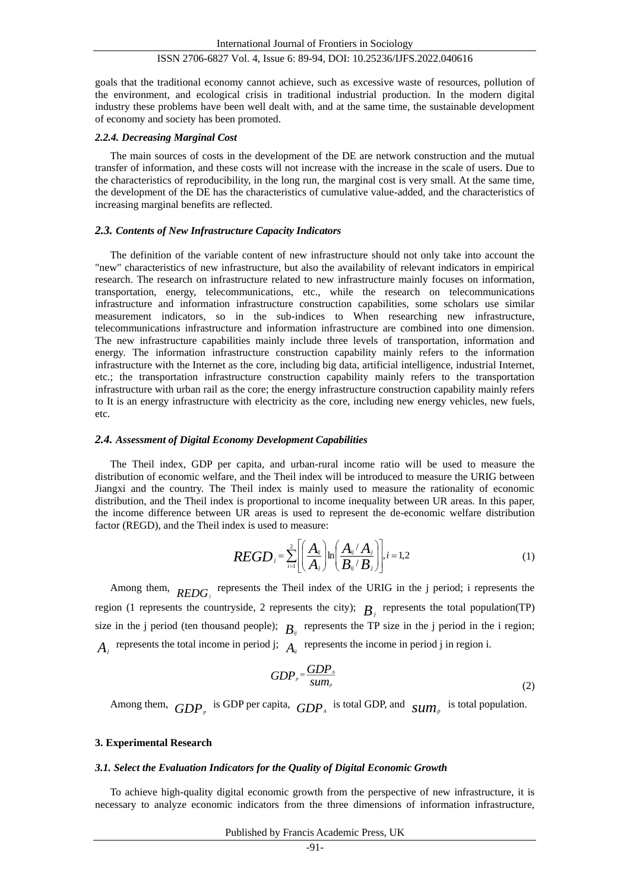goals that the traditional economy cannot achieve, such as excessive waste of resources, pollution of the environment, and ecological crisis in traditional industrial production. In the modern digital industry these problems have been well dealt with, and at the same time, the sustainable development of economy and society has been promoted.

#### *2.2.4. Decreasing Marginal Cost*

The main sources of costs in the development of the DE are network construction and the mutual transfer of information, and these costs will not increase with the increase in the scale of users. Due to the characteristics of reproducibility, in the long run, the marginal cost is very small. At the same time, the development of the DE has the characteristics of cumulative value-added, and the characteristics of increasing marginal benefits are reflected.

### *2.3. Contents of New Infrastructure Capacity Indicators*

The definition of the variable content of new infrastructure should not only take into account the "new" characteristics of new infrastructure, but also the availability of relevant indicators in empirical research. The research on infrastructure related to new infrastructure mainly focuses on information, transportation, energy, telecommunications, etc., while the research on telecommunications infrastructure and information infrastructure construction capabilities, some scholars use similar measurement indicators, so in the sub-indices to When researching new infrastructure, telecommunications infrastructure and information infrastructure are combined into one dimension. The new infrastructure capabilities mainly include three levels of transportation, information and energy. The information infrastructure construction capability mainly refers to the information infrastructure with the Internet as the core, including big data, artificial intelligence, industrial Internet, etc.; the transportation infrastructure construction capability mainly refers to the transportation infrastructure with urban rail as the core; the energy infrastructure construction capability mainly refers to It is an energy infrastructure with electricity as the core, including new energy vehicles, new fuels, etc.

### *2.4. Assessment of Digital Economy Development Capabilities*

The Theil index, GDP per capita, and urban-rural income ratio will be used to measure the distribution of economic welfare, and the Theil index will be introduced to measure the URIG between Jiangxi and the country. The Theil index is mainly used to measure the rationality of economic distribution, and the Theil index is proportional to income inequality between UR areas. In this paper, the income difference between UR areas is used to represent the de-economic welfare distribution factor (REGD), and the Theil index is used to measure:

$$REGD_j = \sum_{i=1}^{2}\left[\left(\frac{A_{ij}}{A_j}\right)\ln\left(\frac{A_{ij}/A_j}{B_{ij}/B_j}\right)\right], i = 1,2 \tag{1}$$

Among them, $REDG_j$ represents the Theil index of the URIG in the j period; i represents the region (1 represents the countryside, 2 represents the city); $B_j$ represents the total population(TP) size in the j period (ten thousand people); $B_{ij}$ represents the TP size in the j period in the i region; $A_j$ represents the total income in period j; $A_{ij}$ represents the income in period j in region i.

$$GDP_p = \frac{GDP_A}{sum_p} \tag{2}$$

Among them, $GDP_p$ is GDP per capita, $GDP_A$ is total GDP, and $sum_p$ is total population.

## 3. Experimental Research

### *3.1. Select the Evaluation Indicators for the Quality of Digital Economic Growth*

To achieve high-quality digital economic growth from the perspective of new infrastructure, it is necessary to analyze economic indicators from the three dimensions of information infrastructure,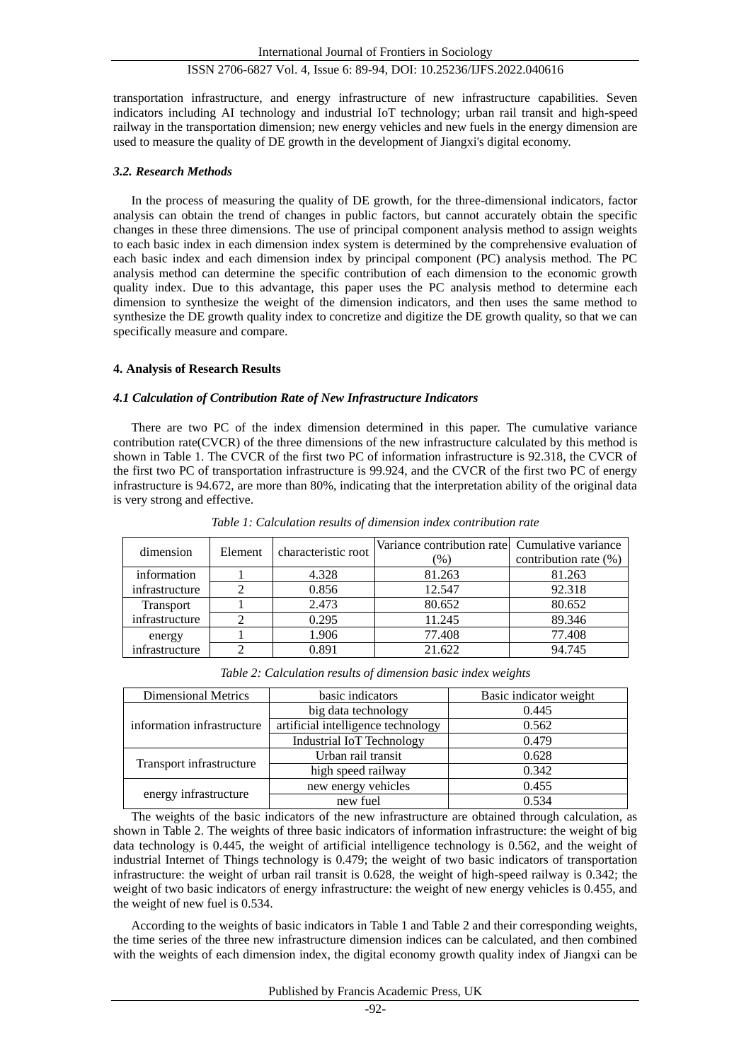transportation infrastructure, and energy infrastructure of new infrastructure capabilities. Seven indicators including AI technology and industrial IoT technology; urban rail transit and high-speed railway in the transportation dimension; new energy vehicles and new fuels in the energy dimension are used to measure the quality of DE growth in the development of Jiangxi's digital economy.

### *3.2. Research Methods*

In the process of measuring the quality of DE growth, for the three-dimensional indicators, factor analysis can obtain the trend of changes in public factors, but cannot accurately obtain the specific changes in these three dimensions. The use of principal component analysis method to assign weights to each basic index in each dimension index system is determined by the comprehensive evaluation of each basic index and each dimension index by principal component (PC) analysis method. The PC analysis method can determine the specific contribution of each dimension to the economic growth quality index. Due to this advantage, this paper uses the PC analysis method to determine each dimension to synthesize the weight of the dimension indicators, and then uses the same method to synthesize the DE growth quality index to concretize and digitize the DE growth quality, so that we can specifically measure and compare.

## 4. Analysis of Research Results

### *4.1 Calculation of Contribution Rate of New Infrastructure Indicators*

There are two PC of the index dimension determined in this paper. The cumulative variance contribution rate(CVCR) of the three dimensions of the new infrastructure calculated by this method is shown in Table 1. The CVCR of the first two PC of information infrastructure is 92.318, the CVCR of the first two PC of transportation infrastructure is 99.924, and the CVCR of the first two PC of energy infrastructure is 94.672, are more than 80%, indicating that the interpretation ability of the original data is very strong and effective.

*Table 1: Calculation results of dimension index contribution rate*

| dimension | Element | characteristic root | Variance contribution rate (%) | Cumulative variance contribution rate (%) |
|---|---|---|---|---|
| information infrastructure | 1 | 4.328 | 81.263 | 81.263 |
| | 2 | 0.856 | 12.547 | 92.318 |
| Transport infrastructure | 1 | 2.473 | 80.652 | 80.652 |
| | 2 | 0.295 | 11.245 | 89.346 |
| energy infrastructure | 1 | 1.906 | 77.408 | 77.408 |
| | 2 | 0.891 | 21.622 | 94.745 |

*Table 2: Calculation results of dimension basic index weights*

| Dimensional Metrics | basic indicators | Basic indicator weight |
|---|---|---|
| information infrastructure | big data technology | 0.445 |
| | artificial intelligence technology | 0.562 |
| | Industrial IoT Technology | 0.479 |
| Transport infrastructure | Urban rail transit | 0.628 |
| | high speed railway | 0.342 |
| energy infrastructure | new energy vehicles | 0.455 |
| | new fuel | 0.534 |

The weights of the basic indicators of the new infrastructure are obtained through calculation, as shown in Table 2. The weights of three basic indicators of information infrastructure: the weight of big data technology is 0.445, the weight of artificial intelligence technology is 0.562, and the weight of industrial Internet of Things technology is 0.479; the weight of two basic indicators of transportation infrastructure: the weight of urban rail transit is 0.628, the weight of high-speed railway is 0.342; the weight of two basic indicators of energy infrastructure: the weight of new energy vehicles is 0.455, and the weight of new fuel is 0.534.

According to the weights of basic indicators in Table 1 and Table 2 and their corresponding weights, the time series of the three new infrastructure dimension indices can be calculated, and then combined with the weights of each dimension index, the digital economy growth quality index of Jiangxi can be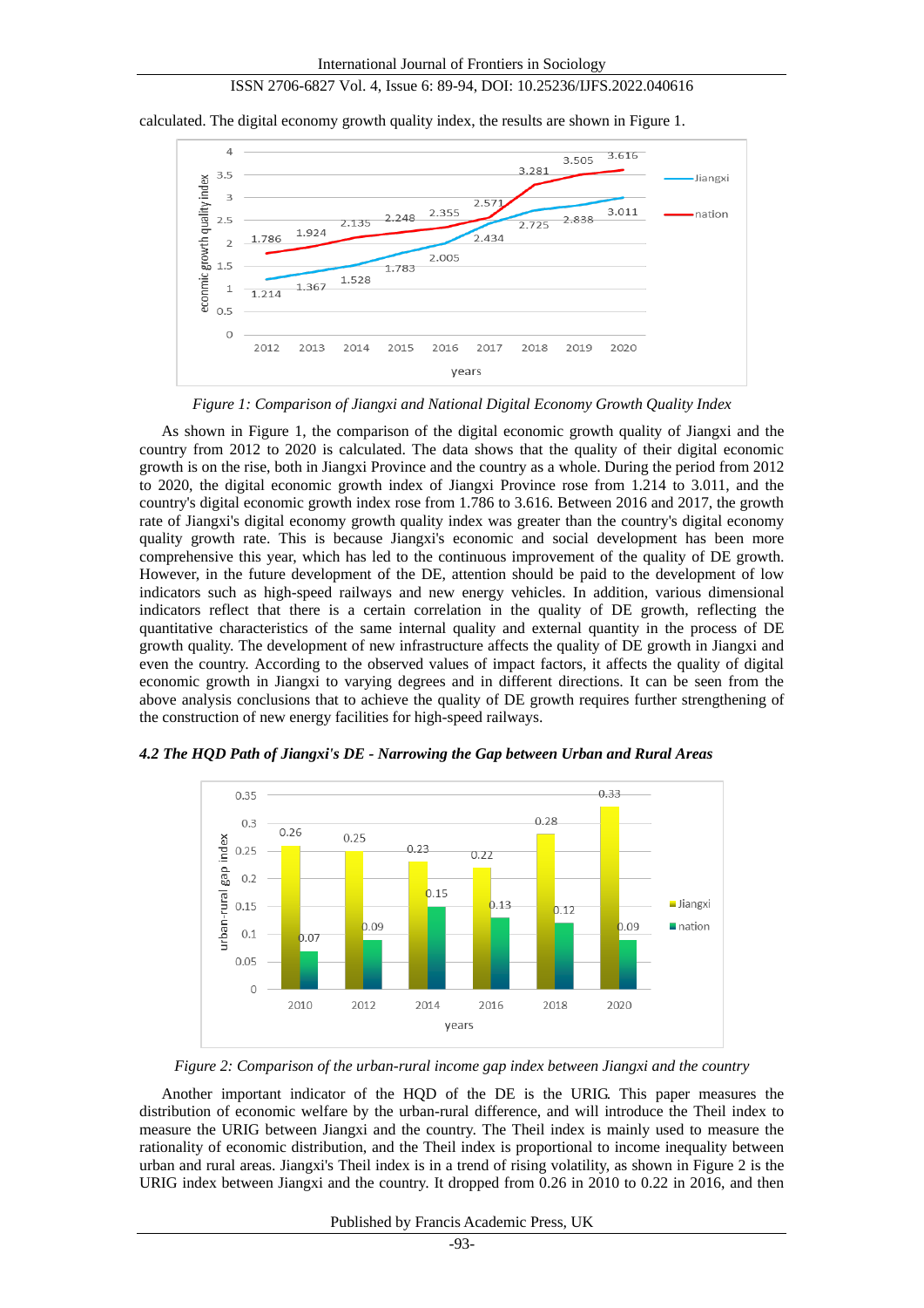calculated. The digital economy growth quality index, the results are shown in Figure 1.

*Figure 1: Comparison of Jiangxi and National Digital Economy Growth Quality Index*

As shown in Figure 1, the comparison of the digital economic growth quality of Jiangxi and the country from 2012 to 2020 is calculated. The data shows that the quality of their digital economic growth is on the rise, both in Jiangxi Province and the country as a whole. During the period from 2012 to 2020, the digital economic growth index of Jiangxi Province rose from 1.214 to 3.011, and the country's digital economic growth index rose from 1.786 to 3.616. Between 2016 and 2017, the growth rate of Jiangxi's digital economy growth quality index was greater than the country's digital economy quality growth rate. This is because Jiangxi's economic and social development has been more comprehensive this year, which has led to the continuous improvement of the quality of DE growth. However, in the future development of the DE, attention should be paid to the development of low indicators such as high-speed railways and new energy vehicles. In addition, various dimensional indicators reflect that there is a certain correlation in the quality of DE growth, reflecting the quantitative characteristics of the same internal quality and external quantity in the process of DE growth quality. The development of new infrastructure affects the quality of DE growth in Jiangxi and even the country. According to the observed values of impact factors, it affects the quality of digital economic growth in Jiangxi to varying degrees and in different directions. It can be seen from the above analysis conclusions that to achieve the quality of DE growth requires further strengthening of the construction of new energy facilities for high-speed railways.

#### *4.2 The HQD Path of Jiangxi's DE - Narrowing the Gap between Urban and Rural Areas*

*Figure 2: Comparison of the urban-rural income gap index between Jiangxi and the country*

Another important indicator of the HQD of the DE is the URIG. This paper measures the distribution of economic welfare by the urban-rural difference, and will introduce the Theil index to measure the URIG between Jiangxi and the country. The Theil index is mainly used to measure the rationality of economic distribution, and the Theil index is proportional to income inequality between urban and rural areas. Jiangxi's Theil index is in a trend of rising volatility, as shown in Figure 2 is the URIG index between Jiangxi and the country. It dropped from 0.26 in 2010 to 0.22 in 2016, and then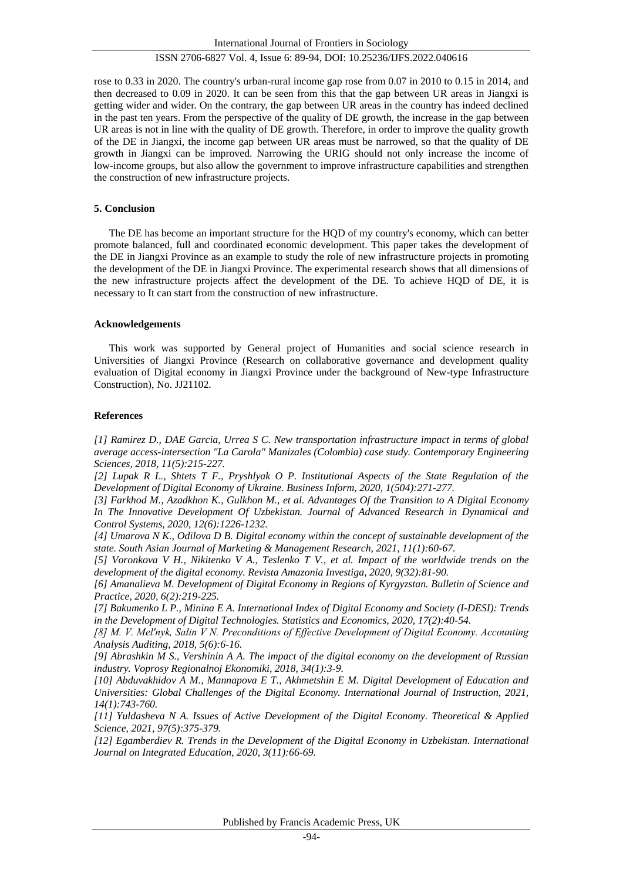rose to 0.33 in 2020. The country's urban-rural income gap rose from 0.07 in 2010 to 0.15 in 2014, and then decreased to 0.09 in 2020. It can be seen from this that the gap between UR areas in Jiangxi is getting wider and wider. On the contrary, the gap between UR areas in the country has indeed declined in the past ten years. From the perspective of the quality of DE growth, the increase in the gap between UR areas is not in line with the quality of DE growth. Therefore, in order to improve the quality growth of the DE in Jiangxi, the income gap between UR areas must be narrowed, so that the quality of DE growth in Jiangxi can be improved. Narrowing the URIG should not only increase the income of low-income groups, but also allow the government to improve infrastructure capabilities and strengthen the construction of new infrastructure projects.

## 5. Conclusion

The DE has become an important structure for the HQD of my country's economy, which can better promote balanced, full and coordinated economic development. This paper takes the development of the DE in Jiangxi Province as an example to study the role of new infrastructure projects in promoting the development of the DE in Jiangxi Province. The experimental research shows that all dimensions of the new infrastructure projects affect the development of the DE. To achieve HQD of DE, it is necessary to It can start from the construction of new infrastructure.

## Acknowledgements

This work was supported by General project of Humanities and social science research in Universities of Jiangxi Province (Research on collaborative governance and development quality evaluation of Digital economy in Jiangxi Province under the background of New-type Infrastructure Construction), No. JJ21102.

## References

*[1] Ramirez D., DAE Garcia, Urrea S C. New transportation infrastructure impact in terms of global average access-intersection "La Carola" Manizales (Colombia) case study. Contemporary Engineering Sciences, 2018, 11(5):215-227.*

*[2] Lupak R L., Shtets T F., Pryshlyak O P. Institutional Aspects of the State Regulation of the Development of Digital Economy of Ukraine. Business Inform, 2020, 1(504):271-277.*

*[3] Farkhod M., Azadkhon K., Gulkhon M., et al. Advantages Of the Transition to A Digital Economy In The Innovative Development Of Uzbekistan. Journal of Advanced Research in Dynamical and Control Systems, 2020, 12(6):1226-1232.*

*[4] Umarova N K., Odilova D B. Digital economy within the concept of sustainable development of the state. South Asian Journal of Marketing & Management Research, 2021, 11(1):60-67.*

*[5] Voronkova V H., Nikitenko V A., Teslenko T V., et al. Impact of the worldwide trends on the development of the digital economy. Revista Amazonia Investiga, 2020, 9(32):81-90.*

*[6] Amanalieva M. Development of Digital Economy in Regions of Kyrgyzstan. Bulletin of Science and Practice, 2020, 6(2):219-225.*

*[7] Bakumenko L P., Minina E A. International Index of Digital Economy and Society (I-DESI): Trends in the Development of Digital Technologies. Statistics and Economics, 2020, 17(2):40-54.*

*[8] M. V. Mel'nyk, Salin V N. Preconditions of Effective Development of Digital Economy. Accounting Analysis Auditing, 2018, 5(6):6-16.*

*[9] Abrashkin M S., Vershinin A A. The impact of the digital economy on the development of Russian industry. Voprosy Regionalnoj Ekonomiki, 2018, 34(1):3-9.*

*[10] Abduvakhidov A M., Mannapova E T., Akhmetshin E M. Digital Development of Education and Universities: Global Challenges of the Digital Economy. International Journal of Instruction, 2021, 14(1):743-760.*

*[11] Yuldasheva N A. Issues of Active Development of the Digital Economy. Theoretical & Applied Science, 2021, 97(5):375-379.*

*[12] Egamberdiev R. Trends in the Development of the Digital Economy in Uzbekistan. International Journal on Integrated Education, 2020, 3(11):66-69.*